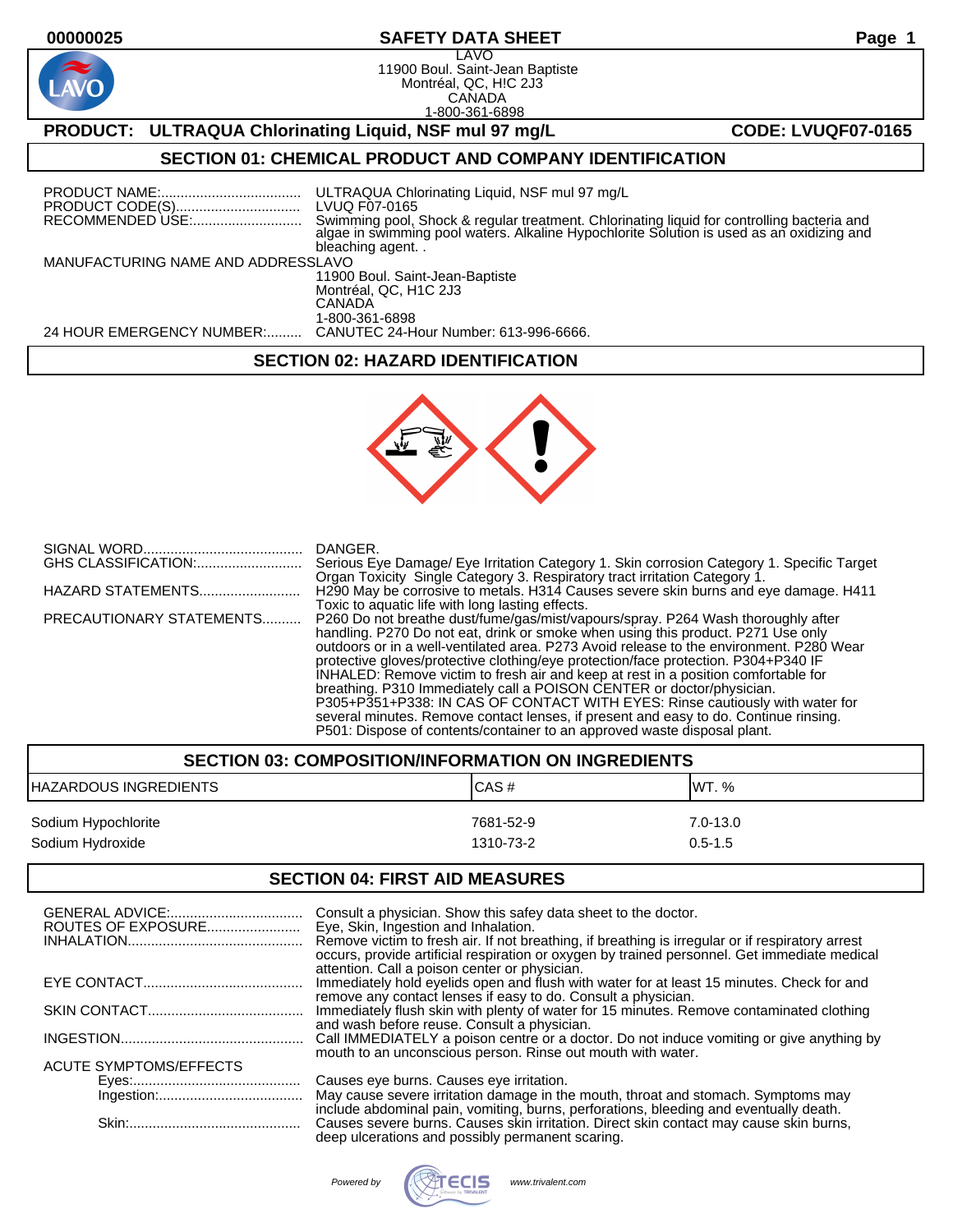00000025 **SAFETY DATA SHEET**

LAVO
11900 Boul. Saint-Jean Baptiste
Montréal, QC, H!C 2J3
CANADA
1-800-361-6898

**PRODUCT: ULTRAQUA Chlorinating Liquid, NSF mul 97 mg/L** **CODE: LVUQF07-0165**

## SECTION 01: CHEMICAL PRODUCT AND COMPANY IDENTIFICATION

PRODUCT NAME:.................................... ULTRAQUA Chlorinating Liquid, NSF mul 97 mg/L
PRODUCT CODE(S)................................ LVUQ F07-0165
RECOMMENDED USE:............................ Swimming pool, Shock & regular treatment. Chlorinating liquid for controlling bacteria and algae in swimming pool waters. Alkaline Hypochlorite Solution is used as an oxidizing and bleaching agent. .
MANUFACTURING NAME AND ADDRESSLAVO
11900 Boul. Saint-Jean-Baptiste
Montréal, QC, H1C 2J3
CANADA
1-800-361-6898
24 HOUR EMERGENCY NUMBER:.......... CANUTEC 24-Hour Number: 613-996-6666.

## SECTION 02: HAZARD IDENTIFICATION

SIGNAL WORD......................................... DANGER.
GHS CLASSIFICATION:........................... Serious Eye Damage/ Eye Irritation Category 1. Skin corrosion Category 1. Specific Target Organ Toxicity Single Category 3. Respiratory tract irritation Category 1.
HAZARD STATEMENTS.......................... H290 May be corrosive to metals. H314 Causes severe skin burns and eye damage. H411 Toxic to aquatic life with long lasting effects.
PRECAUTIONARY STATEMENTS.......... P260 Do not breathe dust/fume/gas/mist/vapours/spray. P264 Wash thoroughly after handling. P270 Do not eat, drink or smoke when using this product. P271 Use only outdoors or in a well-ventilated area. P273 Avoid release to the environment. P280 Wear protective gloves/protective clothing/eye protection/face protection. P304+P340 IF INHALED: Remove victim to fresh air and keep at rest in a position comfortable for breathing. P310 Immediately call a POISON CENTER or doctor/physician. P305+P351+P338: IN CAS OF CONTACT WITH EYES: Rinse cautiously with water for several minutes. Remove contact lenses, if present and easy to do. Continue rinsing. P501: Dispose of contents/container to an approved waste disposal plant.

## SECTION 03: COMPOSITION/INFORMATION ON INGREDIENTS

| HAZARDOUS INGREDIENTS | CAS # | WT. % |
|---|---|---|
| Sodium Hypochlorite | 7681-52-9 | 7.0-13.0 |
| Sodium Hydroxide | 1310-73-2 | 0.5-1.5 |

## SECTION 04: FIRST AID MEASURES

GENERAL ADVICE:.................................. Consult a physician. Show this safey data sheet to the doctor.
ROUTES OF EXPOSURE........................ Eye, Skin, Ingestion and Inhalation.
INHALATION............................................ Remove victim to fresh air. If not breathing, if breathing is irregular or if respiratory arrest occurs, provide artificial respiration or oxygen by trained personnel. Get immediate medical attention. Call a poison center or physician.
EYE CONTACT......................................... Immediately hold eyelids open and flush with water for at least 15 minutes. Check for and remove any contact lenses if easy to do. Consult a physician.
SKIN CONTACT........................................ Immediately flush skin with plenty of water for 15 minutes. Remove contaminated clothing and wash before reuse. Consult a physician.
INGESTION............................................... Call IMMEDIATELY a poison centre or a doctor. Do not induce vomiting or give anything by mouth to an unconscious person. Rinse out mouth with water.
ACUTE SYMPTOMS/EFFECTS
Eyes:........................................... Causes eye burns. Causes eye irritation.
Ingestion:..................................... May cause severe irritation damage in the mouth, throat and stomach. Symptoms may include abdominal pain, vomiting, burns, perforations, bleeding and eventually death.
Skin:............................................ Causes severe burns. Causes skin irritation. Direct skin contact may cause skin burns, deep ulcerations and possibly permanent scaring.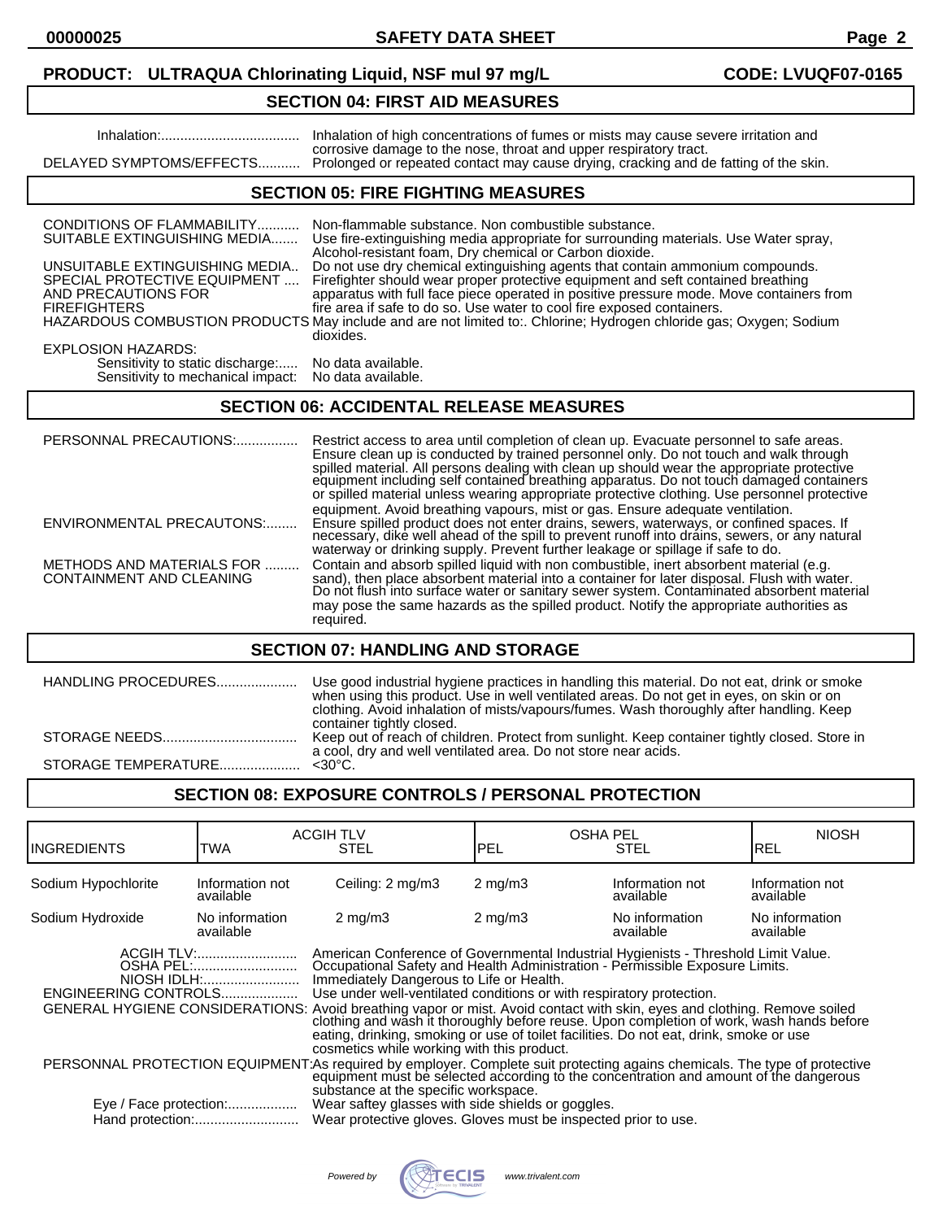**PRODUCT: ULTRAQUA Chlorinating Liquid, NSF mul 97 mg/L** **CODE: LVUQF07-0165**

## SECTION 04: FIRST AID MEASURES

Inhalation:.................................... Inhalation of high concentrations of fumes or mists may cause severe irritation and corrosive damage to the nose, throat and upper respiratory tract.

DELAYED SYMPTOMS/EFFECTS........... Prolonged or repeated contact may cause drying, cracking and de fatting of the skin.

## SECTION 05: FIRE FIGHTING MEASURES

CONDITIONS OF FLAMMABILITY........... Non-flammable substance. Non combustible substance.

SUITABLE EXTINGUISHING MEDIA....... Use fire-extinguishing media appropriate for surrounding materials. Use Water spray, Alcohol-resistant foam, Dry chemical or Carbon dioxide.

UNSUITABLE EXTINGUISHING MEDIA.. Do not use dry chemical extinguishing agents that contain ammonium compounds.

SPECIAL PROTECTIVE EQUIPMENT AND PRECAUTIONS FOR FIREFIGHTERS .... Firefighter should wear proper protective equipment and seft contained breathing apparatus with full face piece operated in positive pressure mode. Move containers from fire area if safe to do so. Use water to cool fire exposed containers.

HAZARDOUS COMBUSTION PRODUCTS May include and are not limited to:. Chlorine; Hydrogen chloride gas; Oxygen; Sodium dioxides.

EXPLOSION HAZARDS:

Sensitivity to static discharge:..... No data available.

Sensitivity to mechanical impact: No data available.

## SECTION 06: ACCIDENTAL RELEASE MEASURES

PERSONNAL PRECAUTIONS:................ Restrict access to area until completion of clean up. Evacuate personnel to safe areas. Ensure clean up is conducted by trained personnel only. Do not touch and walk through spilled material. All persons dealing with clean up should wear the appropriate protective equipment including self contained breathing apparatus. Do not touch damaged containers or spilled material unless wearing appropriate protective clothing. Use personnel protective equipment. Avoid breathing vapours, mist or gas. Ensure adequate ventilation.

ENVIRONMENTAL PRECAUTONS:........ Ensure spilled product does not enter drains, sewers, waterways, or confined spaces. If necessary, dike well ahead of the spill to prevent runoff into drains, sewers, or any natural waterway or drinking supply. Prevent further leakage or spillage if safe to do.

METHODS AND MATERIALS FOR CONTAINMENT AND CLEANING ......... Contain and absorb spilled liquid with non combustible, inert absorbent material (e.g. sand), then place absorbent material into a container for later disposal. Flush with water. Do not flush into surface water or sanitary sewer system. Contaminated absorbent material may pose the same hazards as the spilled product. Notify the appropriate authorities as required.

## SECTION 07: HANDLING AND STORAGE

HANDLING PROCEDURES..................... Use good industrial hygiene practices in handling this material. Do not eat, drink or smoke when using this product. Use in well ventilated areas. Do not get in eyes, on skin or on clothing. Avoid inhalation of mists/vapours/fumes. Wash thoroughly after handling. Keep container tightly closed.

STORAGE NEEDS................................... Keep out of reach of children. Protect from sunlight. Keep container tightly closed. Store in a cool, dry and well ventilated area. Do not store near acids.

STORAGE TEMPERATURE..................... <30°C.

## SECTION 08: EXPOSURE CONTROLS / PERSONAL PROTECTION

| INGREDIENTS | ACGIH TLV TWA | ACGIH TLV STEL | OSHA PEL PEL | OSHA PEL STEL | NIOSH REL |
|---|---|---|---|---|---|
| Sodium Hypochlorite | Information not available | Ceiling: 2 mg/m3 | 2 mg/m3 | Information not available | Information not available |
| Sodium Hydroxide | No information available | 2 mg/m3 | 2 mg/m3 | No information available | No information available |

ACGIH TLV:.......................... American Conference of Governmental Industrial Hygienists - Threshold Limit Value.

OSHA PEL:.......................... Occupational Safety and Health Administration - Permissible Exposure Limits.

NIOSH IDLH:......................... Immediately Dangerous to Life or Health.

ENGINEERING CONTROLS.................... Use under well-ventilated conditions or with respiratory protection.

GENERAL HYGIENE CONSIDERATIONS: Avoid breathing vapor or mist. Avoid contact with skin, eyes and clothing. Remove soiled clothing and wash it thoroughly before reuse. Upon completion of work, wash hands before eating, drinking, smoking or use of toilet facilities. Do not eat, drink, smoke or use cosmetics while working with this product.

PERSONNAL PROTECTION EQUIPMENT: As required by employer. Complete suit protecting agains chemicals. The type of protective equipment must be selected according to the concentration and amount of the dangerous substance at the specific workspace.

Eye / Face protection:.................. Wear saftey glasses with side shields or goggles.

Hand protection:........................... Wear protective gloves. Gloves must be inspected prior to use.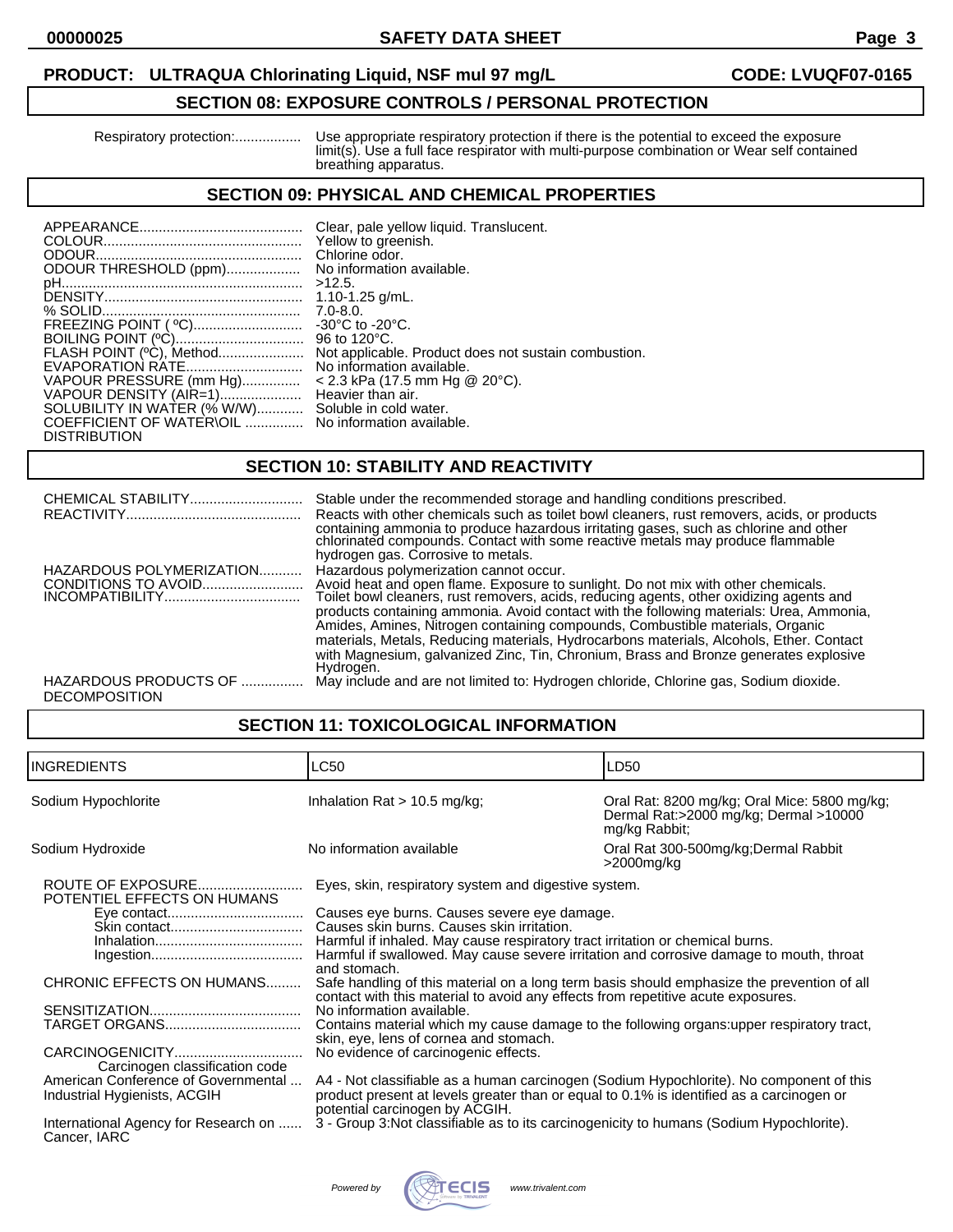**PRODUCT: ULTRAQUA Chlorinating Liquid, NSF mul 97 mg/L** **CODE: LVUQF07-0165**

## SECTION 08: EXPOSURE CONTROLS / PERSONAL PROTECTION

| | |
|---|---|
| Respiratory protection: | Use appropriate respiratory protection if there is the potential to exceed the exposure limit(s). Use a full face respirator with multi-purpose combination or Wear self contained breathing apparatus. |

## SECTION 09: PHYSICAL AND CHEMICAL PROPERTIES

| | |
|---|---|
| APPEARANCE | Clear, pale yellow liquid. Translucent. |
| COLOUR | Yellow to greenish. |
| ODOUR | Chlorine odor. |
| ODOUR THRESHOLD (ppm) | No information available. |
| pH | >12.5. |
| DENSITY | 1.10-1.25 g/mL. |
| % SOLID | 7.0-8.0. |
| FREEZING POINT (ºC) | -30°C to -20°C. |
| BOILING POINT (ºC) | 96 to 120°C. |
| FLASH POINT (ºC), Method | Not applicable. Product does not sustain combustion. |
| EVAPORATION RATE | No information available. |
| VAPOUR PRESSURE (mm Hg) | < 2.3 kPa (17.5 mm Hg @ 20°C). |
| VAPOUR DENSITY (AIR=1) | Heavier than air. |
| SOLUBILITY IN WATER (% W/W) | Soluble in cold water. |
| COEFFICIENT OF WATER\OIL DISTRIBUTION | No information available. |

## SECTION 10: STABILITY AND REACTIVITY

| | |
|---|---|
| CHEMICAL STABILITY | Stable under the recommended storage and handling conditions prescribed. |
| REACTIVITY | Reacts with other chemicals such as toilet bowl cleaners, rust removers, acids, or products containing ammonia to produce hazardous irritating gases, such as chlorine and other chlorinated compounds. Contact with some reactive metals may produce flammable hydrogen gas. Corrosive to metals. |
| HAZARDOUS POLYMERIZATION | Hazardous polymerization cannot occur. |
| CONDITIONS TO AVOID | Avoid heat and open flame. Exposure to sunlight. Do not mix with other chemicals. |
| INCOMPATIBILITY | Toilet bowl cleaners, rust removers, acids, reducing agents, other oxidizing agents and products containing ammonia. Avoid contact with the following materials: Urea, Ammonia, Amides, Amines, Nitrogen containing compounds, Combustible materials, Organic materials, Metals, Reducing materials, Hydrocarbons materials, Alcohols, Ether. Contact with Magnesium, galvanized Zinc, Tin, Chronium, Brass and Bronze generates explosive Hydrogen. |
| HAZARDOUS PRODUCTS OF DECOMPOSITION | May include and are not limited to: Hydrogen chloride, Chlorine gas, Sodium dioxide. |

## SECTION 11: TOXICOLOGICAL INFORMATION

| INGREDIENTS | LC50 | LD50 |
|---|---|---|
| Sodium Hypochlorite | Inhalation Rat > 10.5 mg/kg; | Oral Rat: 8200 mg/kg; Oral Mice: 5800 mg/kg; Dermal Rat:>2000 mg/kg; Dermal >10000 mg/kg Rabbit; |
| Sodium Hydroxide | No information available | Oral Rat 300-500mg/kg;Dermal Rabbit >2000mg/kg |

| | |
|---|---|
| ROUTE OF EXPOSURE | Eyes, skin, respiratory system and digestive system. |
| POTENTIEL EFFECTS ON HUMANS | |
| Eye contact | Causes eye burns. Causes severe eye damage. |
| Skin contact | Causes skin burns. Causes skin irritation. |
| Inhalation | Harmful if inhaled. May cause respiratory tract irritation or chemical burns. |
| Ingestion | Harmful if swallowed. May cause severe irritation and corrosive damage to mouth, throat and stomach. |
| CHRONIC EFFECTS ON HUMANS | Safe handling of this material on a long term basis should emphasize the prevention of all contact with this material to avoid any effects from repetitive acute exposures. |
| SENSITIZATION | No information available. |
| TARGET ORGANS | Contains material which my cause damage to the following organs:upper respiratory tract, skin, eye, lens of cornea and stomach. |
| CARCINOGENICITY | No evidence of carcinogenic effects. |
| Carcinogen classification code | |
| American Conference of Governmental Industrial Hygienists, ACGIH | A4 - Not classifiable as a human carcinogen (Sodium Hypochlorite). No component of this product present at levels greater than or equal to 0.1% is identified as a carcinogen or potential carcinogen by ACGIH. |
| International Agency for Research on Cancer, IARC | 3 - Group 3:Not classifiable as to its carcinogenicity to humans (Sodium Hypochlorite). |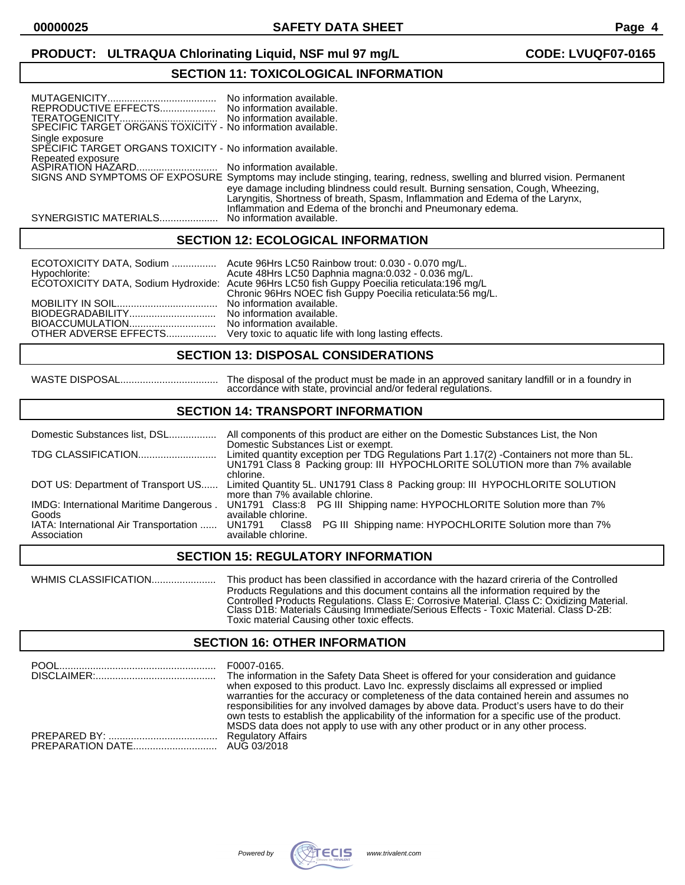**PRODUCT: ULTRAQUA Chlorinating Liquid, NSF mul 97 mg/L** **CODE: LVUQF07-0165**

## SECTION 11: TOXICOLOGICAL INFORMATION

| | |
|---|---|
| MUTAGENICITY | No information available. |
| REPRODUCTIVE EFFECTS | No information available. |
| TERATOGENICITY | No information available. |
| SPECIFIC TARGET ORGANS TOXICITY - Single exposure | No information available. |
| SPECIFIC TARGET ORGANS TOXICITY - Repeated exposure | No information available. |
| ASPIRATION HAZARD | No information available. |
| SIGNS AND SYMPTOMS OF EXPOSURE | Symptoms may include stinging, tearing, redness, swelling and blurred vision. Permanent eye damage including blindness could result. Burning sensation, Cough, Wheezing, Laryngitis, Shortness of breath, Spasm, Inflammation and Edema of the Larynx, Inflammation and Edema of the bronchi and Pneumonary edema. |
| SYNERGISTIC MATERIALS | No information available. |

## SECTION 12: ECOLOGICAL INFORMATION

| | |
|---|---|
| ECOTOXICITY DATA, Sodium Hypochlorite: | Acute 96Hrs LC50 Rainbow trout: 0.030 - 0.070 mg/L. Acute 48Hrs LC50 Daphnia magna:0.032 - 0.036 mg/L. |
| ECOTOXICITY DATA, Sodium Hydroxide: | Acute 96Hrs LC50 fish Guppy Poecilia reticulata:196 mg/L Chronic 96Hrs NOEC fish Guppy Poecilia reticulata:56 mg/L. |
| MOBILITY IN SOIL | No information available. |
| BIODEGRADABILITY | No information available. |
| BIOACCUMULATION | No information available. |
| OTHER ADVERSE EFFECTS | Very toxic to aquatic life with long lasting effects. |

## SECTION 13: DISPOSAL CONSIDERATIONS

| | |
|---|---|
| WASTE DISPOSAL | The disposal of the product must be made in an approved sanitary landfill or in a foundry in accordance with state, provincial and/or federal regulations. |

## SECTION 14: TRANSPORT INFORMATION

| | |
|---|---|
| Domestic Substances list, DSL | All components of this product are either on the Domestic Substances List, the Non Domestic Substances List or exempt. |
| TDG CLASSIFICATION | Limited quantity exception per TDG Regulations Part 1.17(2) -Containers not more than 5L. UN1791 Class 8 Packing group: III HYPOCHLORITE SOLUTION more than 7% available chlorine. |
| DOT US: Department of Transport US | Limited Quantity 5L. UN1791 Class 8 Packing group: III HYPOCHLORITE SOLUTION more than 7% available chlorine. |
| IMDG: International Maritime Dangerous Goods | UN1791 Class:8 PG III Shipping name: HYPOCHLORITE Solution more than 7% available chlorine. |
| IATA: International Air Transportation Association | UN1791 Class8 PG III Shipping name: HYPOCHLORITE Solution more than 7% available chlorine. |

## SECTION 15: REGULATORY INFORMATION

| | |
|---|---|
| WHMIS CLASSIFICATION | This product has been classified in accordance with the hazard crireria of the Controlled Products Regulations and this document contains all the information required by the Controlled Products Regulations. Class E: Corrosive Material. Class C: Oxidizing Material. Class D1B: Materials Causing Immediate/Serious Effects - Toxic Material. Class D-2B: Toxic material Causing other toxic effects. |

## SECTION 16: OTHER INFORMATION

| | |
|---|---|
| POOL | F0007-0165. |
| DISCLAIMER: | The information in the Safety Data Sheet is offered for your consideration and guidance when exposed to this product. Lavo Inc. expressly disclaims all expressed or implied warranties for the accuracy or completeness of the data contained herein and assumes no responsibilities for any involved damages by above data. Product's users have to do their own tests to establish the applicability of the information for a specific use of the product. MSDS data does not apply to use with any other product or in any other process. |
| PREPARED BY: | Regulatory Affairs |
| PREPARATION DATE | AUG 03/2018 |